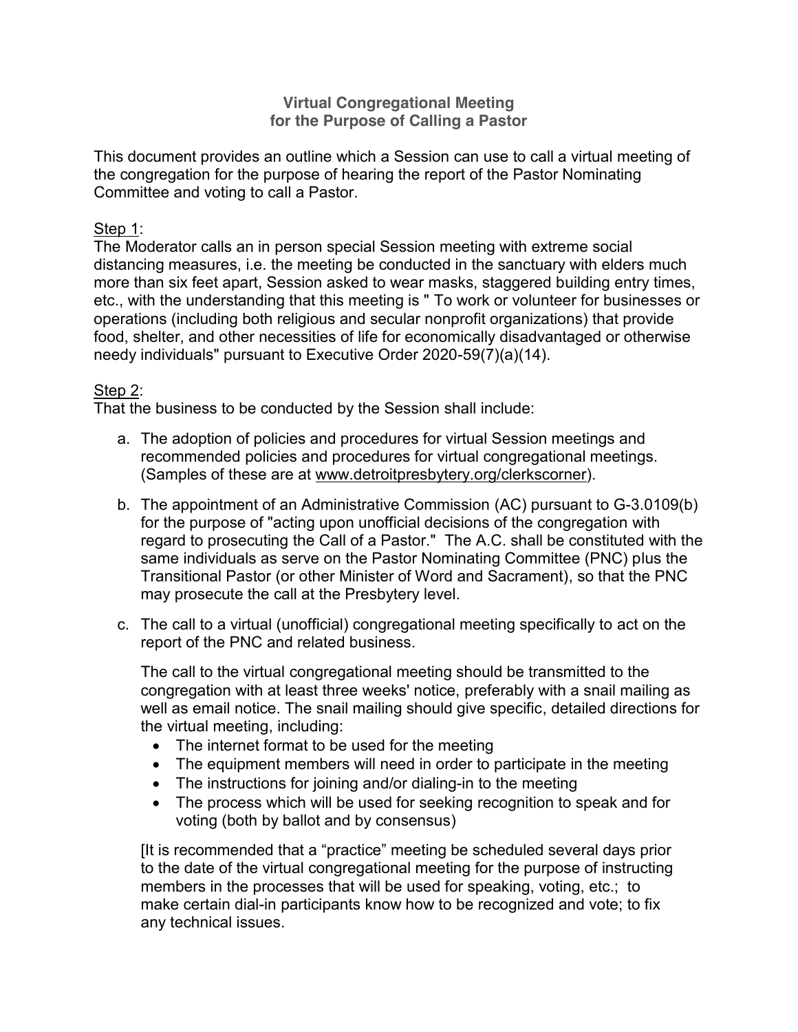# Virtual Congregational Meeting
# for the Purpose of Calling a Pastor

This document provides an outline which a Session can use to call a virtual meeting of the congregation for the purpose of hearing the report of the Pastor Nominating Committee and voting to call a Pastor.

Step 1:
The Moderator calls an in person special Session meeting with extreme social distancing measures, i.e. the meeting be conducted in the sanctuary with elders much more than six feet apart, Session asked to wear masks, staggered building entry times, etc., with the understanding that this meeting is " To work or volunteer for businesses or operations (including both religious and secular nonprofit organizations) that provide food, shelter, and other necessities of life for economically disadvantaged or otherwise needy individuals" pursuant to Executive Order 2020-59(7)(a)(14).

Step 2:
That the business to be conducted by the Session shall include:

a. The adoption of policies and procedures for virtual Session meetings and recommended policies and procedures for virtual congregational meetings. (Samples of these are at www.detroitpresbytery.org/clerkscorner).

b. The appointment of an Administrative Commission (AC) pursuant to G-3.0109(b) for the purpose of "acting upon unofficial decisions of the congregation with regard to prosecuting the Call of a Pastor." The A.C. shall be constituted with the same individuals as serve on the Pastor Nominating Committee (PNC) plus the Transitional Pastor (or other Minister of Word and Sacrament), so that the PNC may prosecute the call at the Presbytery level.

c. The call to a virtual (unofficial) congregational meeting specifically to act on the report of the PNC and related business.

   The call to the virtual congregational meeting should be transmitted to the congregation with at least three weeks' notice, preferably with a snail mailing as well as email notice. The snail mailing should give specific, detailed directions for the virtual meeting, including:

   - The internet format to be used for the meeting
   - The equipment members will need in order to participate in the meeting
   - The instructions for joining and/or dialing-in to the meeting
   - The process which will be used for seeking recognition to speak and for voting (both by ballot and by consensus)

   [It is recommended that a “practice” meeting be scheduled several days prior to the date of the virtual congregational meeting for the purpose of instructing members in the processes that will be used for speaking, voting, etc.; to make certain dial-in participants know how to be recognized and vote; to fix any technical issues.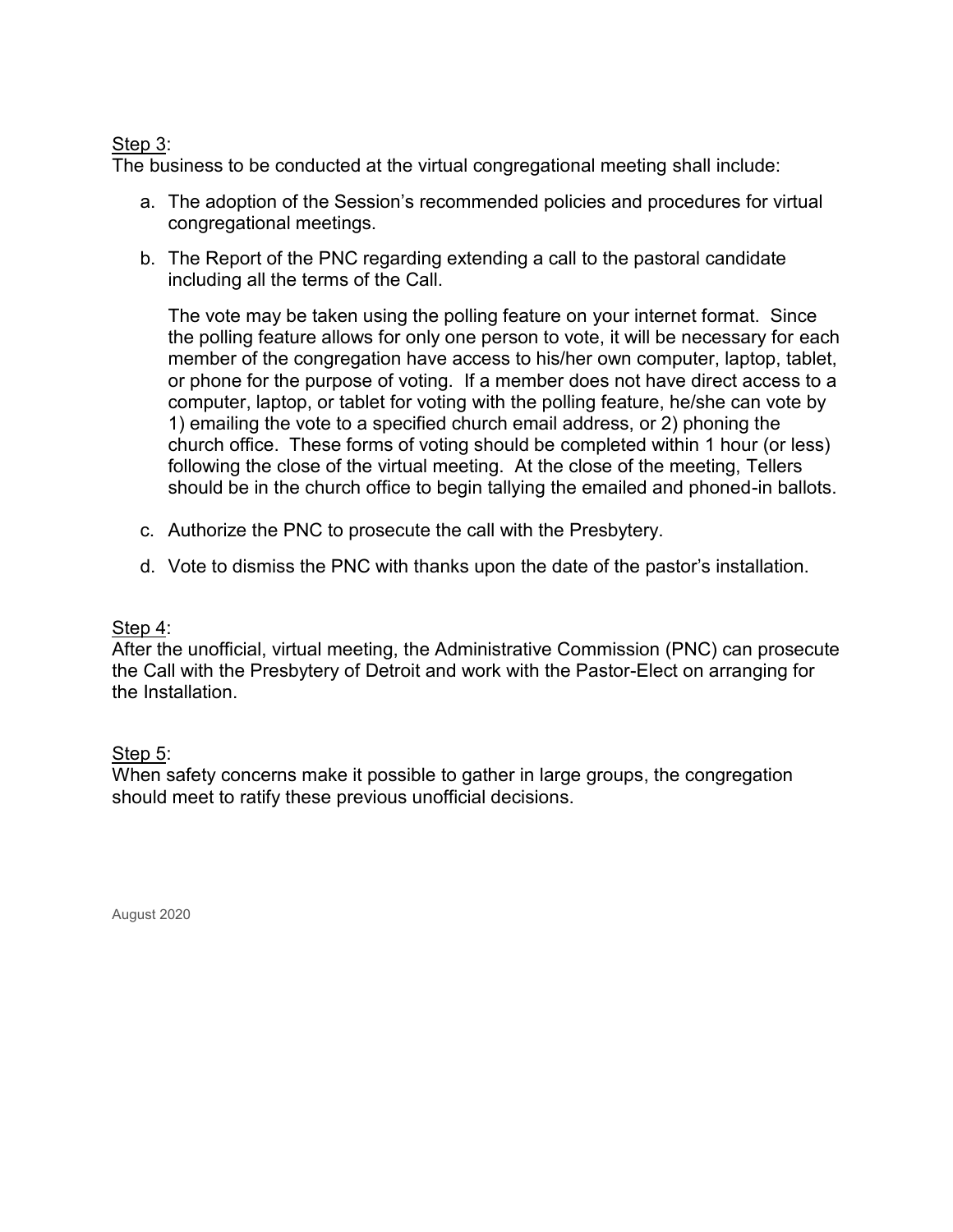<u>Step 3</u>:
The business to be conducted at the virtual congregational meeting shall include:

a. The adoption of the Session's recommended policies and procedures for virtual congregational meetings.

b. The Report of the PNC regarding extending a call to the pastoral candidate including all the terms of the Call.

   The vote may be taken using the polling feature on your internet format. Since the polling feature allows for only one person to vote, it will be necessary for each member of the congregation have access to his/her own computer, laptop, tablet, or phone for the purpose of voting. If a member does not have direct access to a computer, laptop, or tablet for voting with the polling feature, he/she can vote by 1) emailing the vote to a specified church email address, or 2) phoning the church office. These forms of voting should be completed within 1 hour (or less) following the close of the virtual meeting. At the close of the meeting, Tellers should be in the church office to begin tallying the emailed and phoned-in ballots.

c. Authorize the PNC to prosecute the call with the Presbytery.

d. Vote to dismiss the PNC with thanks upon the date of the pastor's installation.

<u>Step 4</u>:
After the unofficial, virtual meeting, the Administrative Commission (PNC) can prosecute the Call with the Presbytery of Detroit and work with the Pastor-Elect on arranging for the Installation.

<u>Step 5</u>:
When safety concerns make it possible to gather in large groups, the congregation should meet to ratify these previous unofficial decisions.

August 2020